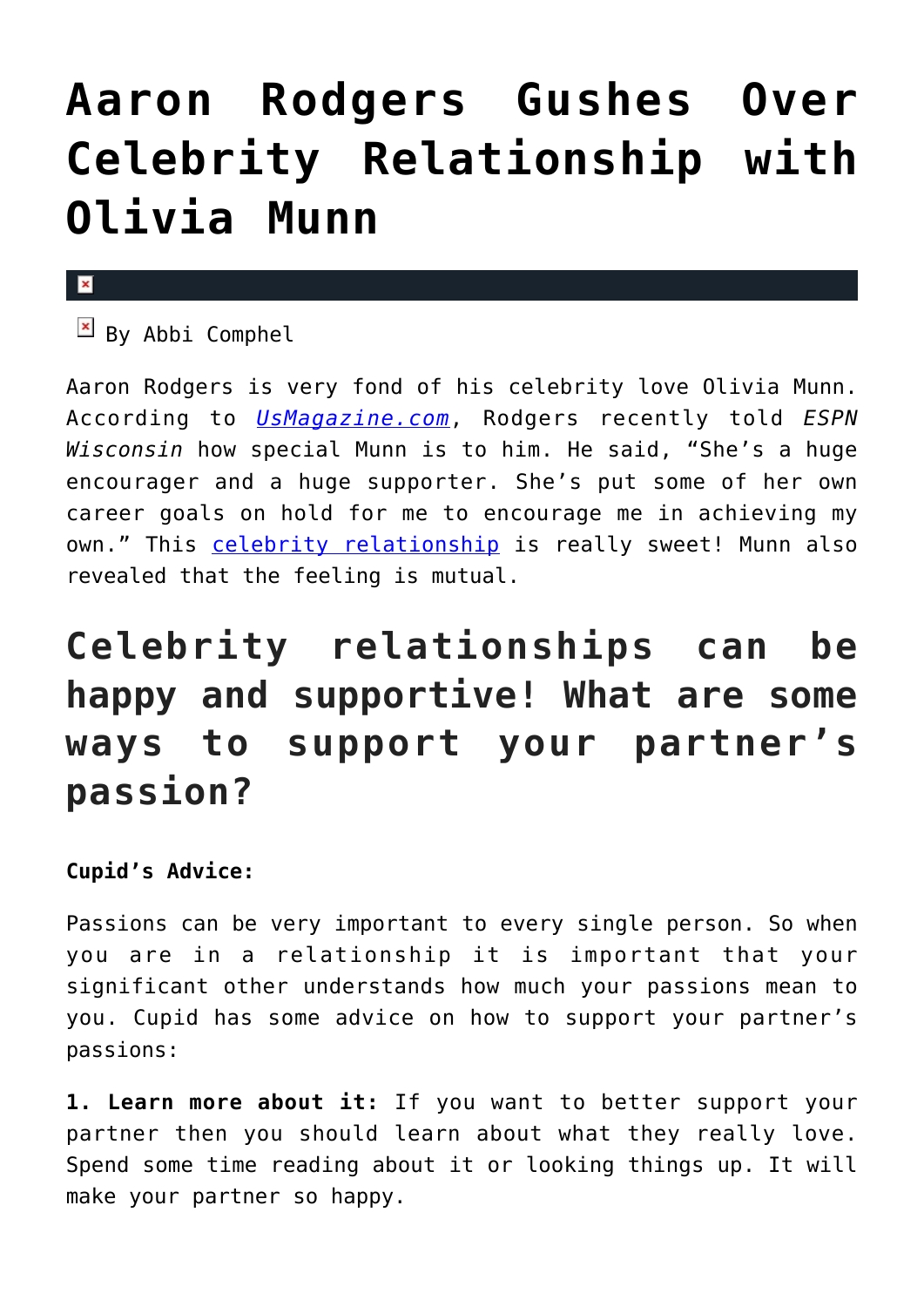# Aaron Rodgers Gushes Over Celebrity Relationship with Olivia Munn

By Abbi Comphel

Aaron Rodgers is very fond of his celebrity love Olivia Munn. According to [UsMagazine.com](UsMagazine.com), Rodgers recently told *ESPN Wisconsin* how special Munn is to him. He said, "She's a huge encourager and a huge supporter. She's put some of her own career goals on hold for me to encourage me in achieving my own." This [celebrity relationship](celebrity relationship) is really sweet! Munn also revealed that the feeling is mutual.

## Celebrity relationships can be happy and supportive! What are some ways to support your partner's passion?

**Cupid's Advice:**

Passions can be very important to every single person. So when you are in a relationship it is important that your significant other understands how much your passions mean to you. Cupid has some advice on how to support your partner's passions:

**1. Learn more about it:** If you want to better support your partner then you should learn about what they really love. Spend some time reading about it or looking things up. It will make your partner so happy.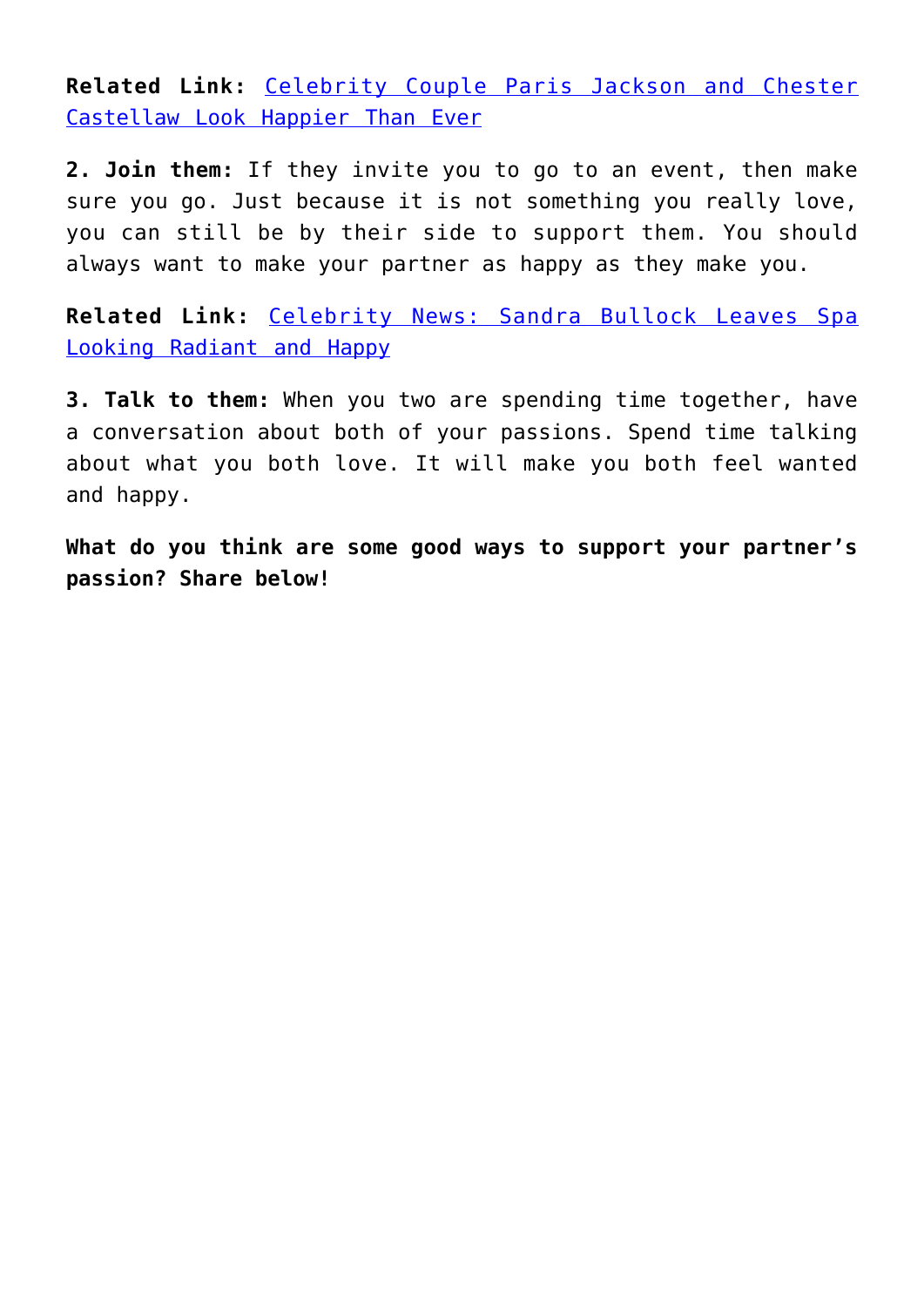**Related Link:** Celebrity Couple Paris Jackson and Chester Castellaw Look Happier Than Ever

**2. Join them:** If they invite you to go to an event, then make sure you go. Just because it is not something you really love, you can still be by their side to support them. You should always want to make your partner as happy as they make you.

**Related Link:** Celebrity News: Sandra Bullock Leaves Spa Looking Radiant and Happy

**3. Talk to them:** When you two are spending time together, have a conversation about both of your passions. Spend time talking about what you both love. It will make you both feel wanted and happy.

**What do you think are some good ways to support your partner's passion? Share below!**